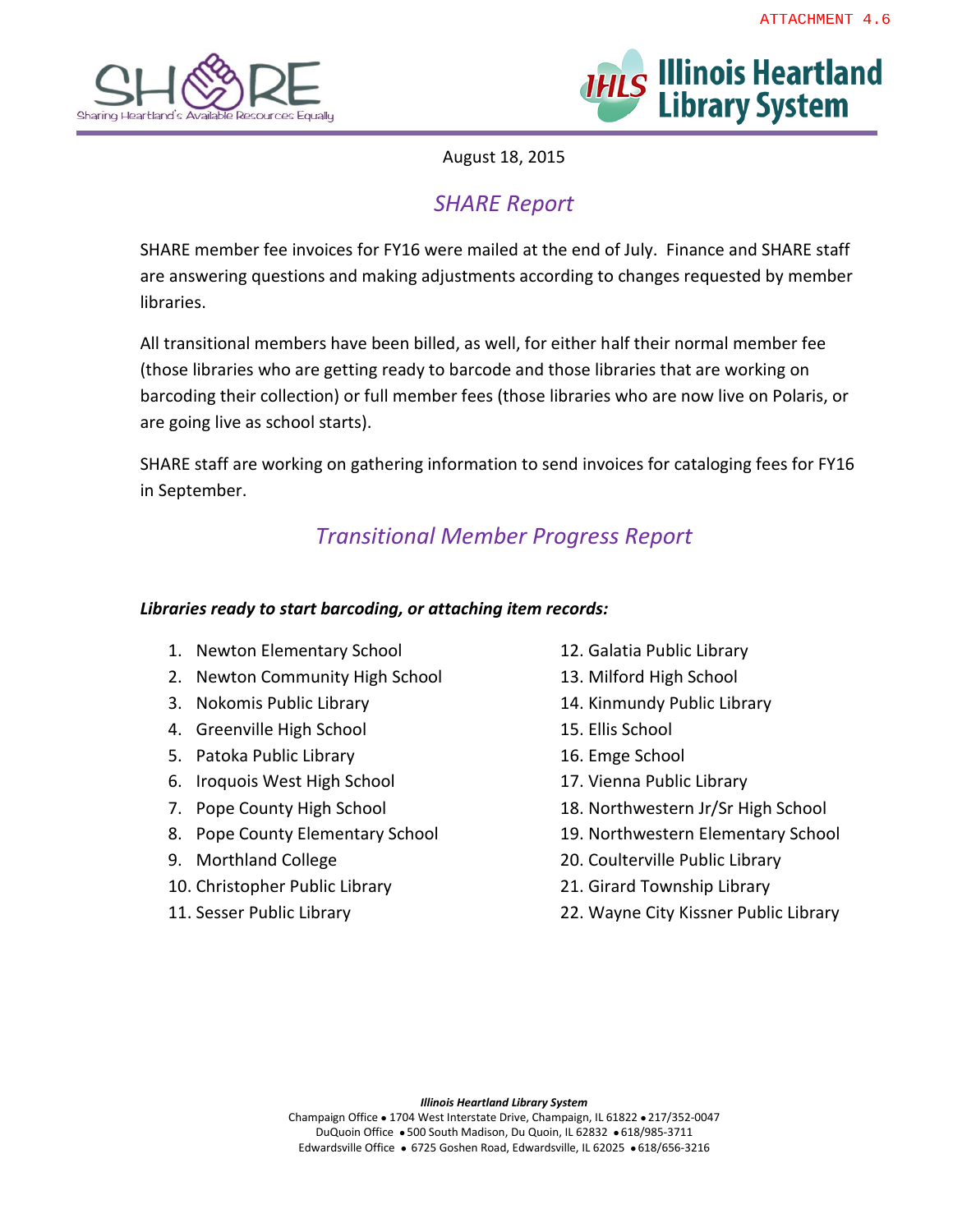ATTACHMENT 4.6

SHARE
Sharing Heartland's Available Resources Equally

IHLS Illinois Heartland Library System

August 18, 2015

## *SHARE Report*

SHARE member fee invoices for FY16 were mailed at the end of July. Finance and SHARE staff are answering questions and making adjustments according to changes requested by member libraries.

All transitional members have been billed, as well, for either half their normal member fee (those libraries who are getting ready to barcode and those libraries that are working on barcoding their collection) or full member fees (those libraries who are now live on Polaris, or are going live as school starts).

SHARE staff are working on gathering information to send invoices for cataloging fees for FY16 in September.

## *Transitional Member Progress Report*

***Libraries ready to start barcoding, or attaching item records:***

1. Newton Elementary School
2. Newton Community High School
3. Nokomis Public Library
4. Greenville High School
5. Patoka Public Library
6. Iroquois West High School
7. Pope County High School
8. Pope County Elementary School
9. Morthland College
10. Christopher Public Library
11. Sesser Public Library
12. Galatia Public Library
13. Milford High School
14. Kinmundy Public Library
15. Ellis School
16. Emge School
17. Vienna Public Library
18. Northwestern Jr/Sr High School
19. Northwestern Elementary School
20. Coulterville Public Library
21. Girard Township Library
22. Wayne City Kissner Public Library

***Illinois Heartland Library System***
Champaign Office • 1704 West Interstate Drive, Champaign, IL 61822 • 217/352-0047
DuQuoin Office • 500 South Madison, Du Quoin, IL 62832 • 618/985-3711
Edwardsville Office • 6725 Goshen Road, Edwardsville, IL 62025 • 618/656-3216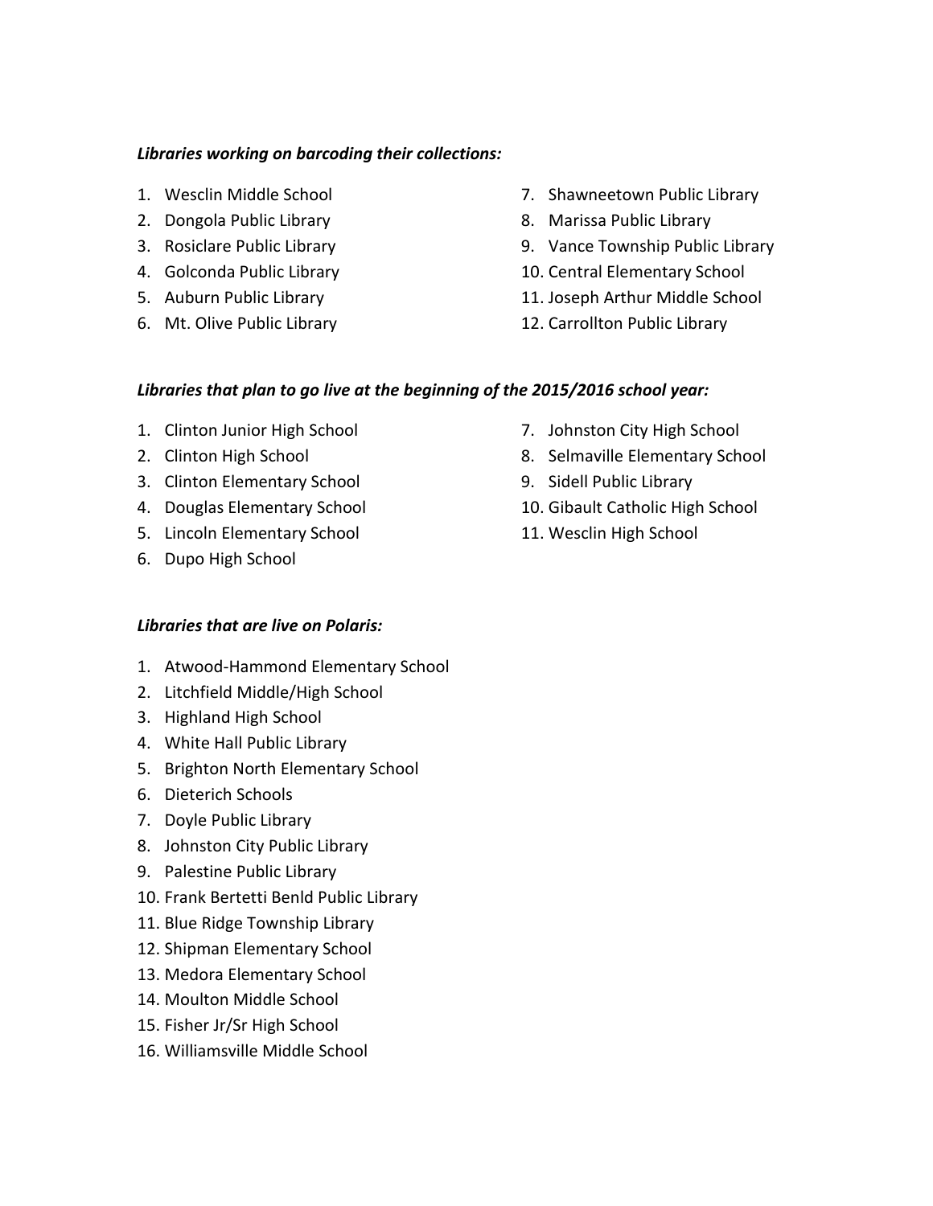***Libraries working on barcoding their collections:***

1. Wesclin Middle School
2. Dongola Public Library
3. Rosiclare Public Library
4. Golconda Public Library
5. Auburn Public Library
6. Mt. Olive Public Library
7. Shawneetown Public Library
8. Marissa Public Library
9. Vance Township Public Library
10. Central Elementary School
11. Joseph Arthur Middle School
12. Carrollton Public Library

***Libraries that plan to go live at the beginning of the 2015/2016 school year:***

1. Clinton Junior High School
2. Clinton High School
3. Clinton Elementary School
4. Douglas Elementary School
5. Lincoln Elementary School
6. Dupo High School
7. Johnston City High School
8. Selmaville Elementary School
9. Sidell Public Library
10. Gibault Catholic High School
11. Wesclin High School

***Libraries that are live on Polaris:***

1. Atwood-Hammond Elementary School
2. Litchfield Middle/High School
3. Highland High School
4. White Hall Public Library
5. Brighton North Elementary School
6. Dieterich Schools
7. Doyle Public Library
8. Johnston City Public Library
9. Palestine Public Library
10. Frank Bertetti Benld Public Library
11. Blue Ridge Township Library
12. Shipman Elementary School
13. Medora Elementary School
14. Moulton Middle School
15. Fisher Jr/Sr High School
16. Williamsville Middle School